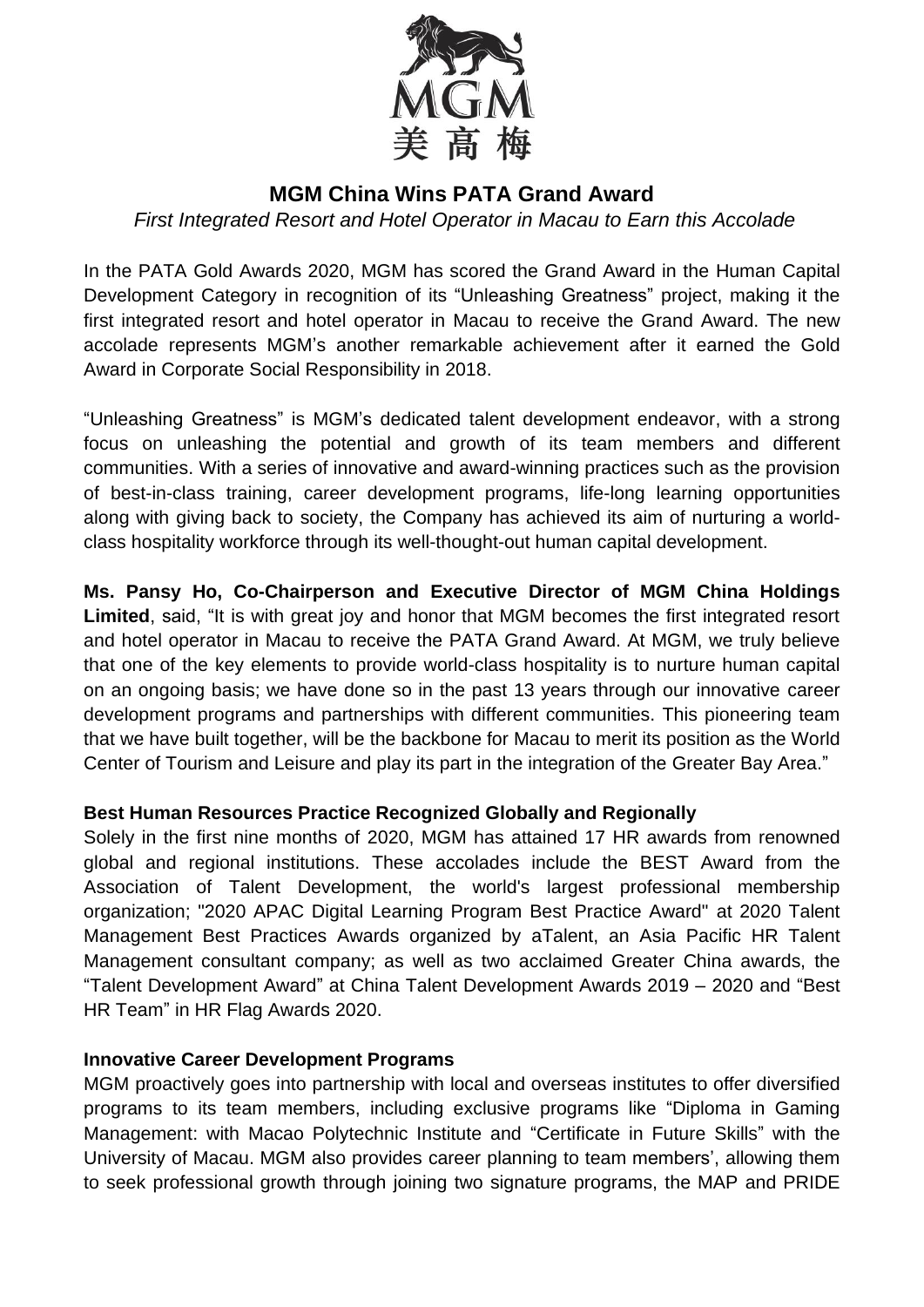# MGM China Wins PATA Grand Award

*First Integrated Resort and Hotel Operator in Macau to Earn this Accolade*

In the PATA Gold Awards 2020, MGM has scored the Grand Award in the Human Capital Development Category in recognition of its "Unleashing Greatness" project, making it the first integrated resort and hotel operator in Macau to receive the Grand Award. The new accolade represents MGM's another remarkable achievement after it earned the Gold Award in Corporate Social Responsibility in 2018.

"Unleashing Greatness" is MGM's dedicated talent development endeavor, with a strong focus on unleashing the potential and growth of its team members and different communities. With a series of innovative and award-winning practices such as the provision of best-in-class training, career development programs, life-long learning opportunities along with giving back to society, the Company has achieved its aim of nurturing a world-class hospitality workforce through its well-thought-out human capital development.

**Ms. Pansy Ho, Co-Chairperson and Executive Director of MGM China Holdings Limited**, said, "It is with great joy and honor that MGM becomes the first integrated resort and hotel operator in Macau to receive the PATA Grand Award. At MGM, we truly believe that one of the key elements to provide world-class hospitality is to nurture human capital on an ongoing basis; we have done so in the past 13 years through our innovative career development programs and partnerships with different communities. This pioneering team that we have built together, will be the backbone for Macau to merit its position as the World Center of Tourism and Leisure and play its part in the integration of the Greater Bay Area."

## Best Human Resources Practice Recognized Globally and Regionally

Solely in the first nine months of 2020, MGM has attained 17 HR awards from renowned global and regional institutions. These accolades include the BEST Award from the Association of Talent Development, the world's largest professional membership organization; "2020 APAC Digital Learning Program Best Practice Award" at 2020 Talent Management Best Practices Awards organized by aTalent, an Asia Pacific HR Talent Management consultant company; as well as two acclaimed Greater China awards, the "Talent Development Award" at China Talent Development Awards 2019 – 2020 and "Best HR Team" in HR Flag Awards 2020.

## Innovative Career Development Programs

MGM proactively goes into partnership with local and overseas institutes to offer diversified programs to its team members, including exclusive programs like "Diploma in Gaming Management: with Macao Polytechnic Institute and "Certificate in Future Skills" with the University of Macau. MGM also provides career planning to team members', allowing them to seek professional growth through joining two signature programs, the MAP and PRIDE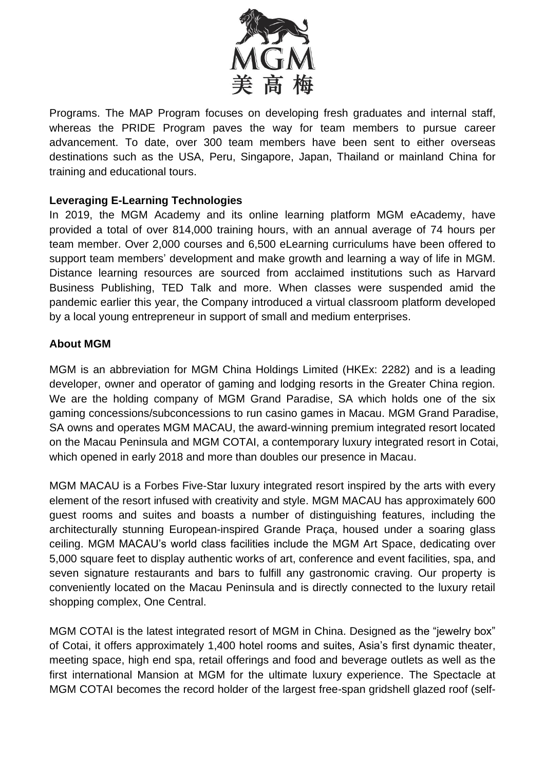Programs. The MAP Program focuses on developing fresh graduates and internal staff, whereas the PRIDE Program paves the way for team members to pursue career advancement. To date, over 300 team members have been sent to either overseas destinations such as the USA, Peru, Singapore, Japan, Thailand or mainland China for training and educational tours.

**Leveraging E-Learning Technologies**

In 2019, the MGM Academy and its online learning platform MGM eAcademy, have provided a total of over 814,000 training hours, with an annual average of 74 hours per team member. Over 2,000 courses and 6,500 eLearning curriculums have been offered to support team members' development and make growth and learning a way of life in MGM. Distance learning resources are sourced from acclaimed institutions such as Harvard Business Publishing, TED Talk and more. When classes were suspended amid the pandemic earlier this year, the Company introduced a virtual classroom platform developed by a local young entrepreneur in support of small and medium enterprises.

**About MGM**

MGM is an abbreviation for MGM China Holdings Limited (HKEx: 2282) and is a leading developer, owner and operator of gaming and lodging resorts in the Greater China region. We are the holding company of MGM Grand Paradise, SA which holds one of the six gaming concessions/subconcessions to run casino games in Macau. MGM Grand Paradise, SA owns and operates MGM MACAU, the award-winning premium integrated resort located on the Macau Peninsula and MGM COTAI, a contemporary luxury integrated resort in Cotai, which opened in early 2018 and more than doubles our presence in Macau.

MGM MACAU is a Forbes Five-Star luxury integrated resort inspired by the arts with every element of the resort infused with creativity and style. MGM MACAU has approximately 600 guest rooms and suites and boasts a number of distinguishing features, including the architecturally stunning European-inspired Grande Praça, housed under a soaring glass ceiling. MGM MACAU's world class facilities include the MGM Art Space, dedicating over 5,000 square feet to display authentic works of art, conference and event facilities, spa, and seven signature restaurants and bars to fulfill any gastronomic craving. Our property is conveniently located on the Macau Peninsula and is directly connected to the luxury retail shopping complex, One Central.

MGM COTAI is the latest integrated resort of MGM in China. Designed as the "jewelry box" of Cotai, it offers approximately 1,400 hotel rooms and suites, Asia's first dynamic theater, meeting space, high end spa, retail offerings and food and beverage outlets as well as the first international Mansion at MGM for the ultimate luxury experience. The Spectacle at MGM COTAI becomes the record holder of the largest free-span gridshell glazed roof (self-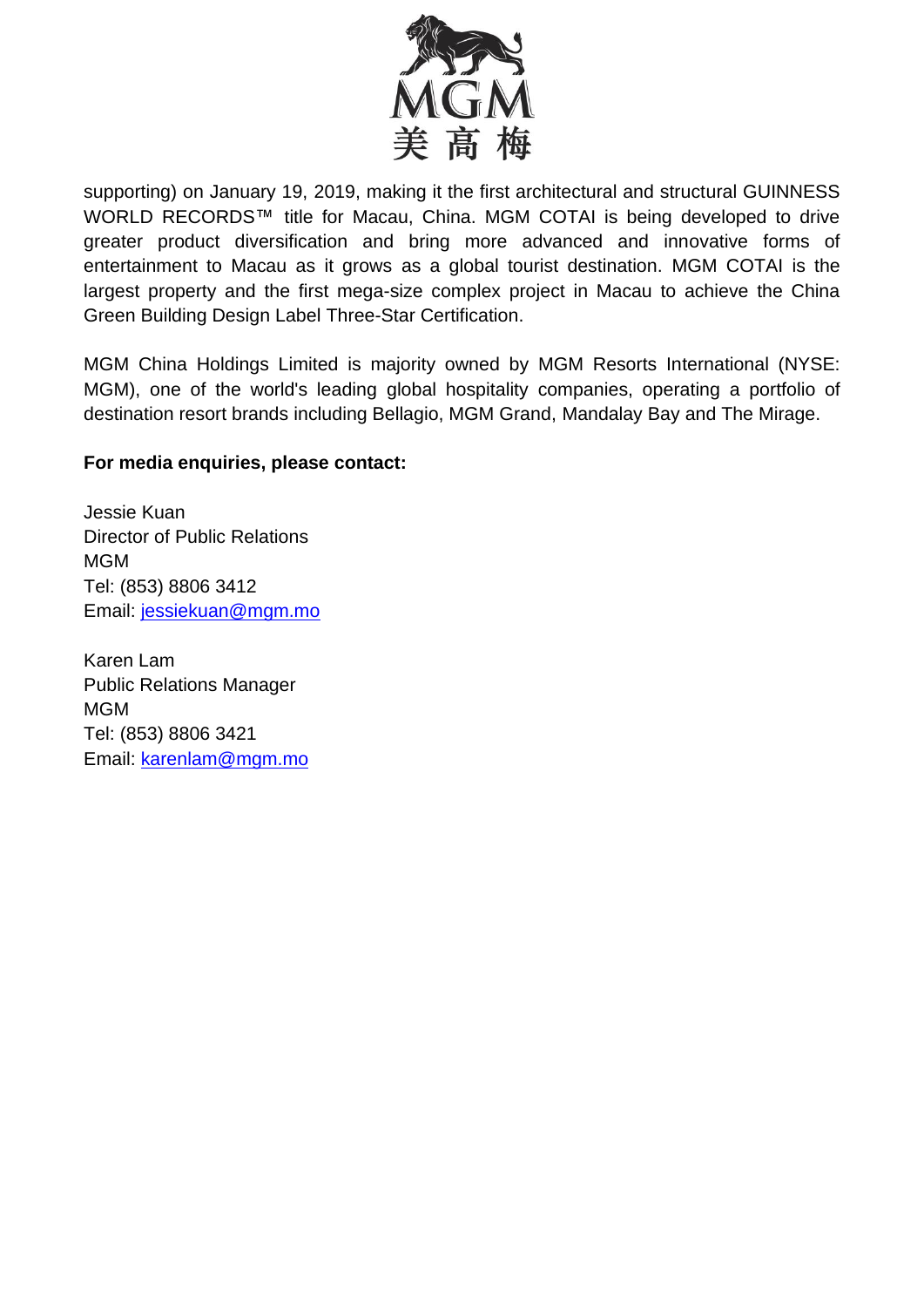supporting) on January 19, 2019, making it the first architectural and structural GUINNESS WORLD RECORDS™ title for Macau, China. MGM COTAI is being developed to drive greater product diversification and bring more advanced and innovative forms of entertainment to Macau as it grows as a global tourist destination. MGM COTAI is the largest property and the first mega-size complex project in Macau to achieve the China Green Building Design Label Three-Star Certification.

MGM China Holdings Limited is majority owned by MGM Resorts International (NYSE: MGM), one of the world's leading global hospitality companies, operating a portfolio of destination resort brands including Bellagio, MGM Grand, Mandalay Bay and The Mirage.

**For media enquiries, please contact:**

Jessie Kuan
Director of Public Relations
MGM
Tel: (853) 8806 3412
Email: jessiekuan@mgm.mo

Karen Lam
Public Relations Manager
MGM
Tel: (853) 8806 3421
Email: karenlam@mgm.mo